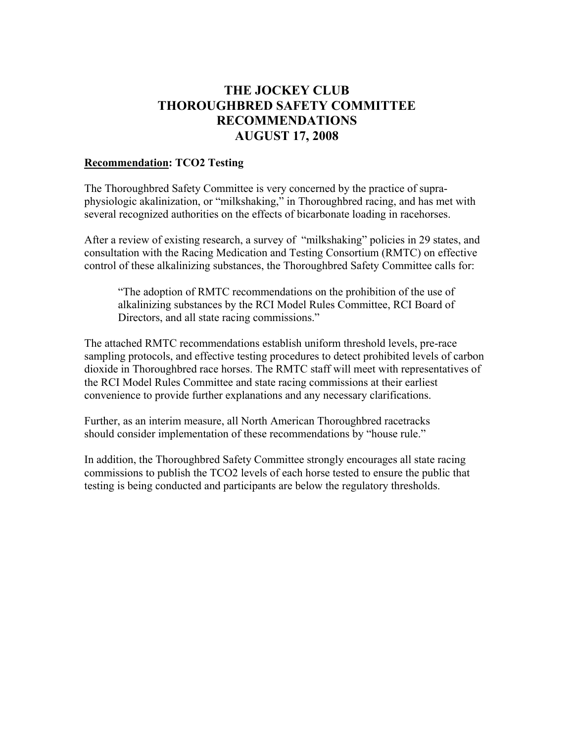# THE JOCKEY CLUB
# THOROUGHBRED SAFETY COMMITTEE
# RECOMMENDATIONS
# AUGUST 17, 2008

**Recommendation: TCO2 Testing**

The Thoroughbred Safety Committee is very concerned by the practice of supra-physiologic akalinization, or "milkshaking," in Thoroughbred racing, and has met with several recognized authorities on the effects of bicarbonate loading in racehorses.

After a review of existing research, a survey of "milkshaking" policies in 29 states, and consultation with the Racing Medication and Testing Consortium (RMTC) on effective control of these alkalinizing substances, the Thoroughbred Safety Committee calls for:

> "The adoption of RMTC recommendations on the prohibition of the use of alkalinizing substances by the RCI Model Rules Committee, RCI Board of Directors, and all state racing commissions."

The attached RMTC recommendations establish uniform threshold levels, pre-race sampling protocols, and effective testing procedures to detect prohibited levels of carbon dioxide in Thoroughbred race horses. The RMTC staff will meet with representatives of the RCI Model Rules Committee and state racing commissions at their earliest convenience to provide further explanations and any necessary clarifications.

Further, as an interim measure, all North American Thoroughbred racetracks should consider implementation of these recommendations by "house rule."

In addition, the Thoroughbred Safety Committee strongly encourages all state racing commissions to publish the TCO2 levels of each horse tested to ensure the public that testing is being conducted and participants are below the regulatory thresholds.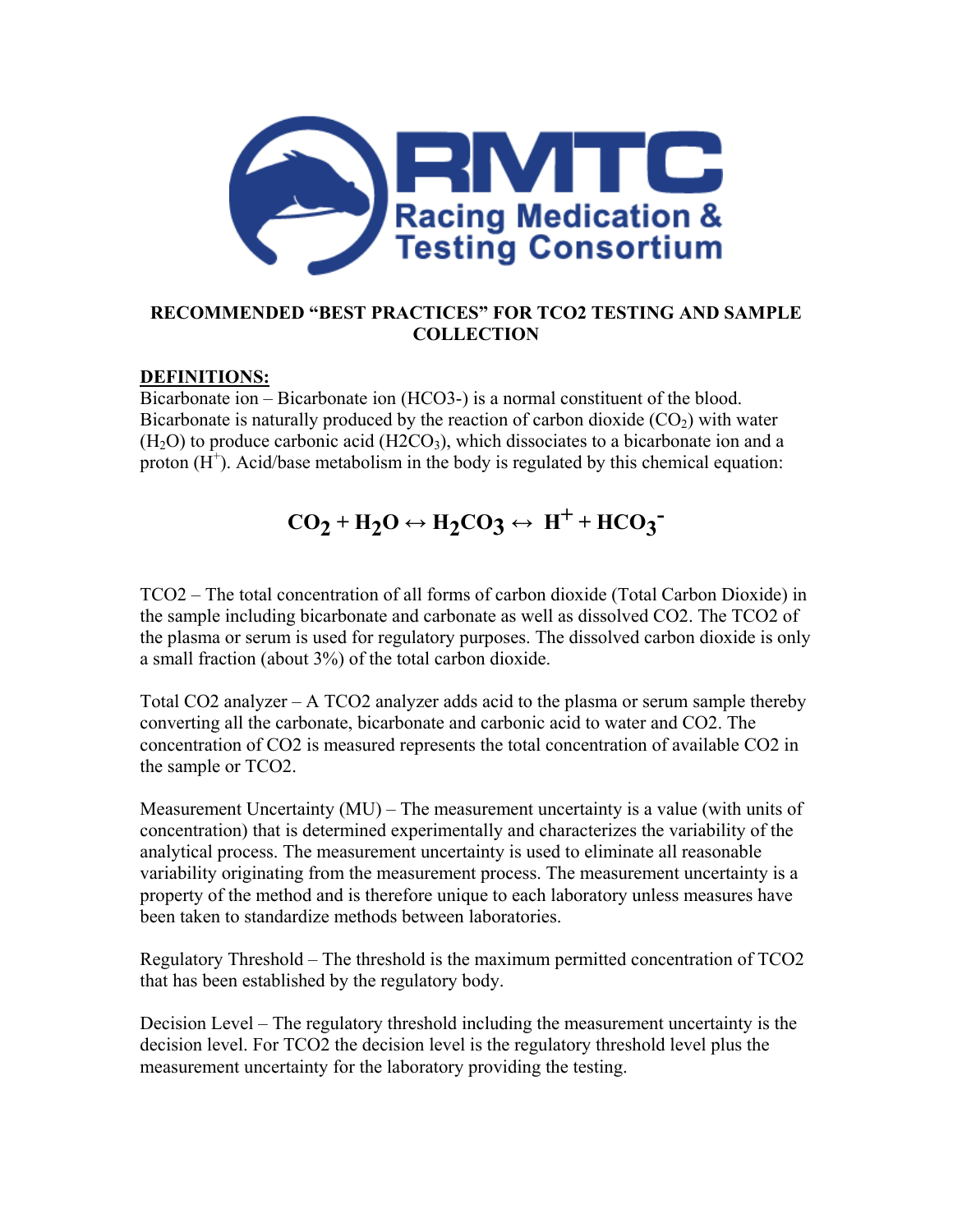# RMTC Racing Medication & Testing Consortium

## RECOMMENDED "BEST PRACTICES" FOR TCO2 TESTING AND SAMPLE COLLECTION

**DEFINITIONS:**

Bicarbonate ion – Bicarbonate ion (HCO3-) is a normal constituent of the blood. Bicarbonate is naturally produced by the reaction of carbon dioxide ($CO_2$) with water ($H_2O$) to produce carbonic acid ($H2CO_3$), which dissociates to a bicarbonate ion and a proton ($H^+$). Acid/base metabolism in the body is regulated by this chemical equation:

$$CO_2 + H_2O \leftrightarrow H_2CO_3 \leftrightarrow H^+ + HCO_3^-$$

TCO2 – The total concentration of all forms of carbon dioxide (Total Carbon Dioxide) in the sample including bicarbonate and carbonate as well as dissolved CO2. The TCO2 of the plasma or serum is used for regulatory purposes. The dissolved carbon dioxide is only a small fraction (about 3%) of the total carbon dioxide.

Total CO2 analyzer – A TCO2 analyzer adds acid to the plasma or serum sample thereby converting all the carbonate, bicarbonate and carbonic acid to water and CO2. The concentration of CO2 is measured represents the total concentration of available CO2 in the sample or TCO2.

Measurement Uncertainty (MU) – The measurement uncertainty is a value (with units of concentration) that is determined experimentally and characterizes the variability of the analytical process. The measurement uncertainty is used to eliminate all reasonable variability originating from the measurement process. The measurement uncertainty is a property of the method and is therefore unique to each laboratory unless measures have been taken to standardize methods between laboratories.

Regulatory Threshold – The threshold is the maximum permitted concentration of TCO2 that has been established by the regulatory body.

Decision Level – The regulatory threshold including the measurement uncertainty is the decision level. For TCO2 the decision level is the regulatory threshold level plus the measurement uncertainty for the laboratory providing the testing.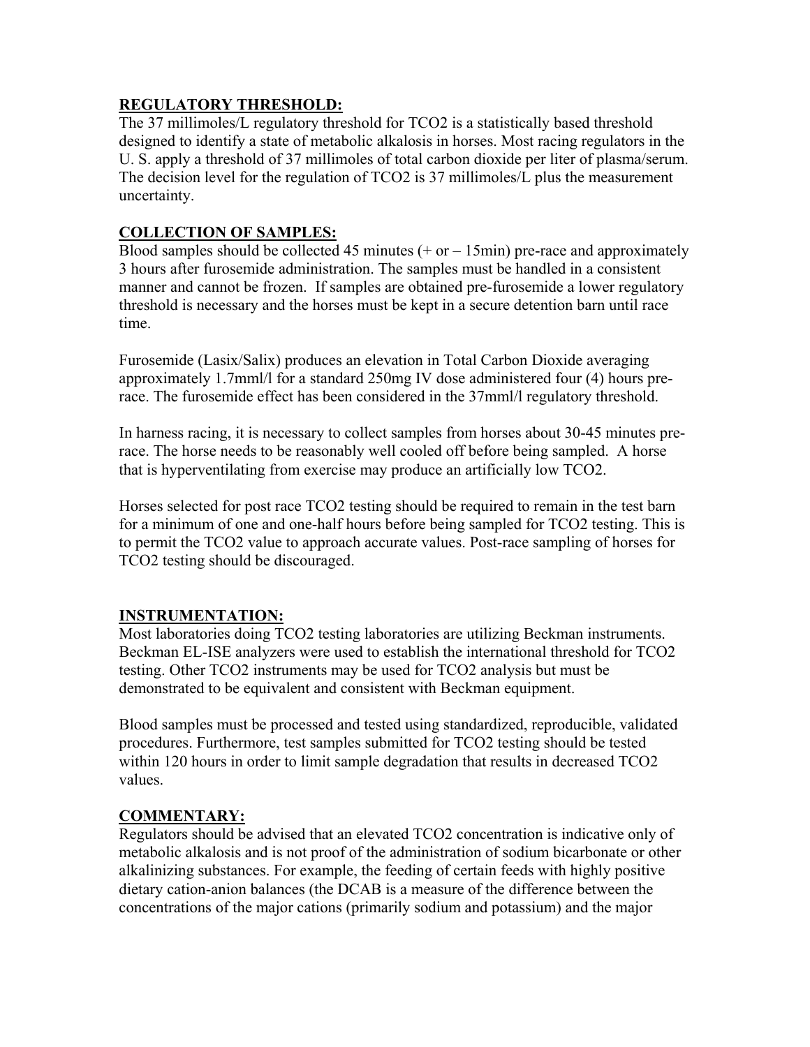**REGULATORY THRESHOLD:**

The 37 millimoles/L regulatory threshold for TCO2 is a statistically based threshold designed to identify a state of metabolic alkalosis in horses. Most racing regulators in the U. S. apply a threshold of 37 millimoles of total carbon dioxide per liter of plasma/serum. The decision level for the regulation of TCO2 is 37 millimoles/L plus the measurement uncertainty.

**COLLECTION OF SAMPLES:**

Blood samples should be collected 45 minutes (+ or – 15min) pre-race and approximately 3 hours after furosemide administration. The samples must be handled in a consistent manner and cannot be frozen. If samples are obtained pre-furosemide a lower regulatory threshold is necessary and the horses must be kept in a secure detention barn until race time.

Furosemide (Lasix/Salix) produces an elevation in Total Carbon Dioxide averaging approximately 1.7mml/l for a standard 250mg IV dose administered four (4) hours pre-race. The furosemide effect has been considered in the 37mml/l regulatory threshold.

In harness racing, it is necessary to collect samples from horses about 30-45 minutes pre-race. The horse needs to be reasonably well cooled off before being sampled. A horse that is hyperventilating from exercise may produce an artificially low TCO2.

Horses selected for post race TCO2 testing should be required to remain in the test barn for a minimum of one and one-half hours before being sampled for TCO2 testing. This is to permit the TCO2 value to approach accurate values. Post-race sampling of horses for TCO2 testing should be discouraged.

**INSTRUMENTATION:**

Most laboratories doing TCO2 testing laboratories are utilizing Beckman instruments. Beckman EL-ISE analyzers were used to establish the international threshold for TCO2 testing. Other TCO2 instruments may be used for TCO2 analysis but must be demonstrated to be equivalent and consistent with Beckman equipment.

Blood samples must be processed and tested using standardized, reproducible, validated procedures. Furthermore, test samples submitted for TCO2 testing should be tested within 120 hours in order to limit sample degradation that results in decreased TCO2 values.

**COMMENTARY:**

Regulators should be advised that an elevated TCO2 concentration is indicative only of metabolic alkalosis and is not proof of the administration of sodium bicarbonate or other alkalinizing substances. For example, the feeding of certain feeds with highly positive dietary cation-anion balances (the DCAB is a measure of the difference between the concentrations of the major cations (primarily sodium and potassium) and the major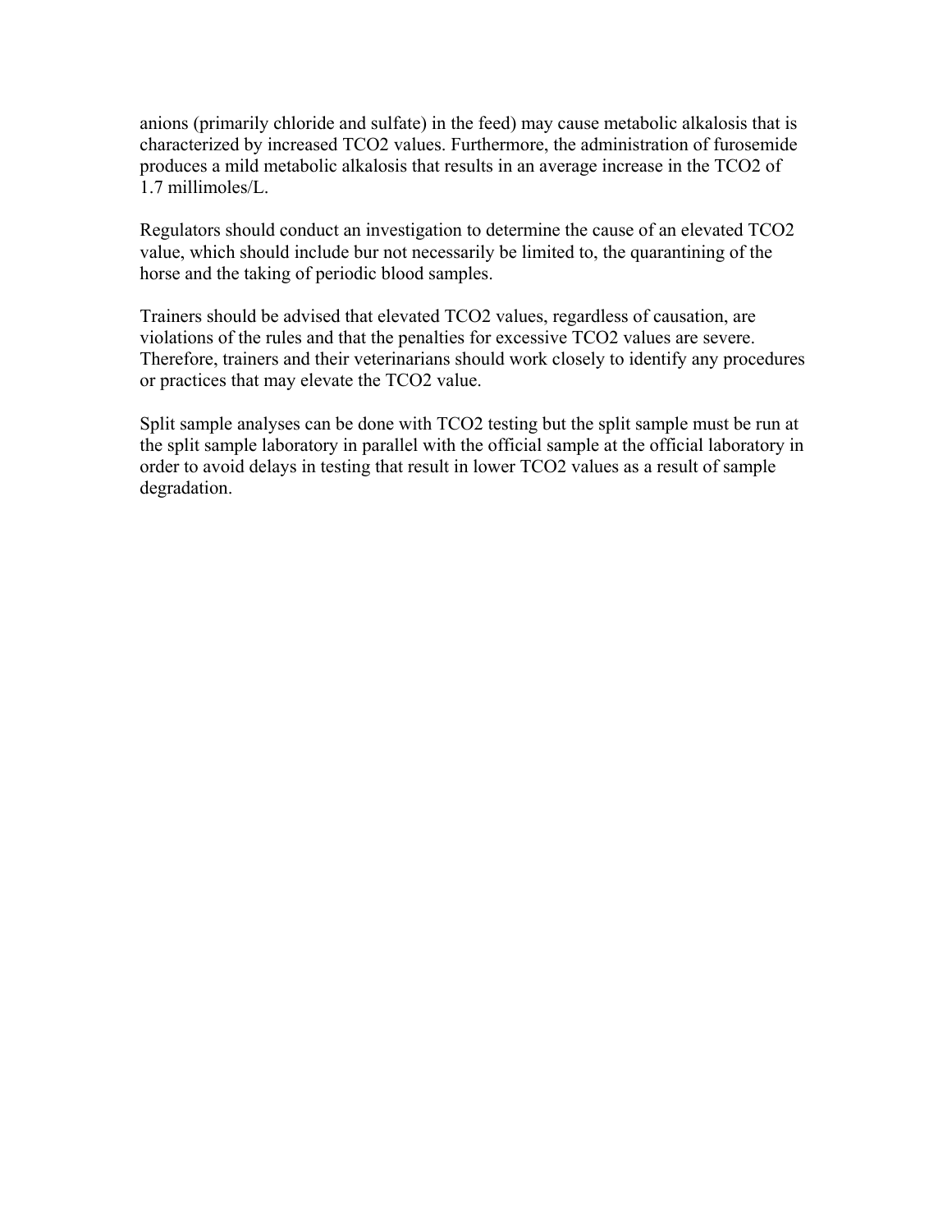anions (primarily chloride and sulfate) in the feed) may cause metabolic alkalosis that is characterized by increased TCO2 values. Furthermore, the administration of furosemide produces a mild metabolic alkalosis that results in an average increase in the TCO2 of 1.7 millimoles/L.

Regulators should conduct an investigation to determine the cause of an elevated TCO2 value, which should include bur not necessarily be limited to, the quarantining of the horse and the taking of periodic blood samples.

Trainers should be advised that elevated TCO2 values, regardless of causation, are violations of the rules and that the penalties for excessive TCO2 values are severe. Therefore, trainers and their veterinarians should work closely to identify any procedures or practices that may elevate the TCO2 value.

Split sample analyses can be done with TCO2 testing but the split sample must be run at the split sample laboratory in parallel with the official sample at the official laboratory in order to avoid delays in testing that result in lower TCO2 values as a result of sample degradation.